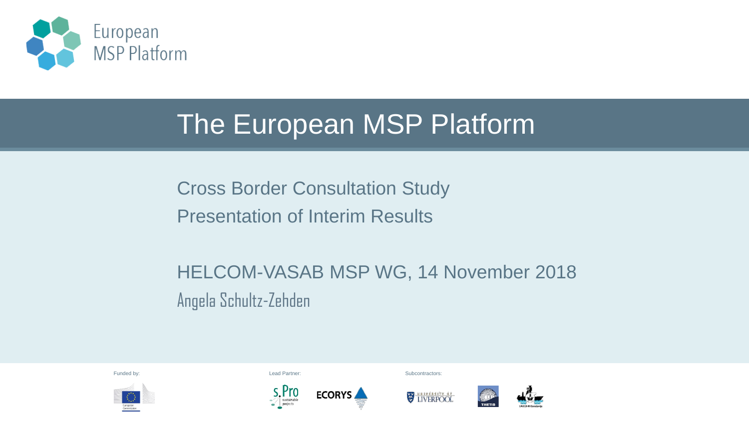European MSP Platform

# The European MSP Platform

Cross Border Consultation Study

Presentation of Interim Results

HELCOM-VASAB MSP WG, 14 November 2018

Angela Schultz-Zehden

Funded by:

Lead Partner:

Subcontractors: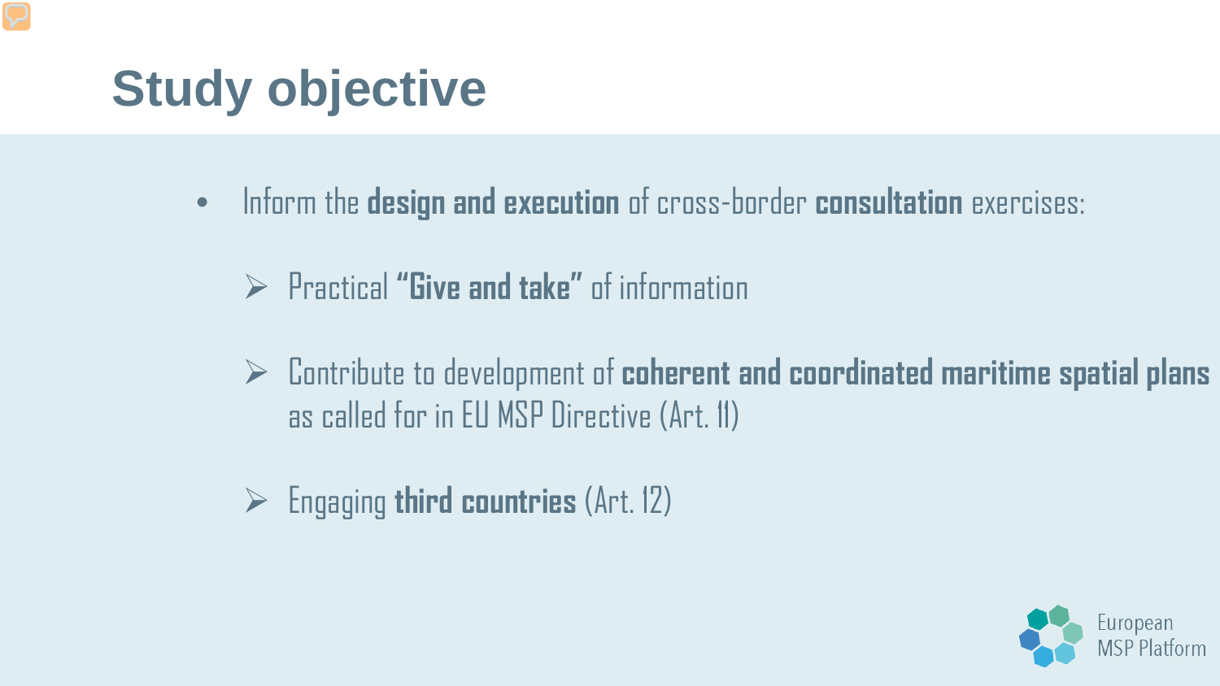# Study objective

- Inform the **design and execution** of cross-border **consultation** exercises:
  - Practical **"Give and take"** of information
  - Contribute to development of **coherent and coordinated maritime spatial plans** as called for in EU MSP Directive (Art. 11)
  - Engaging **third countries** (Art. 12)

European MSP Platform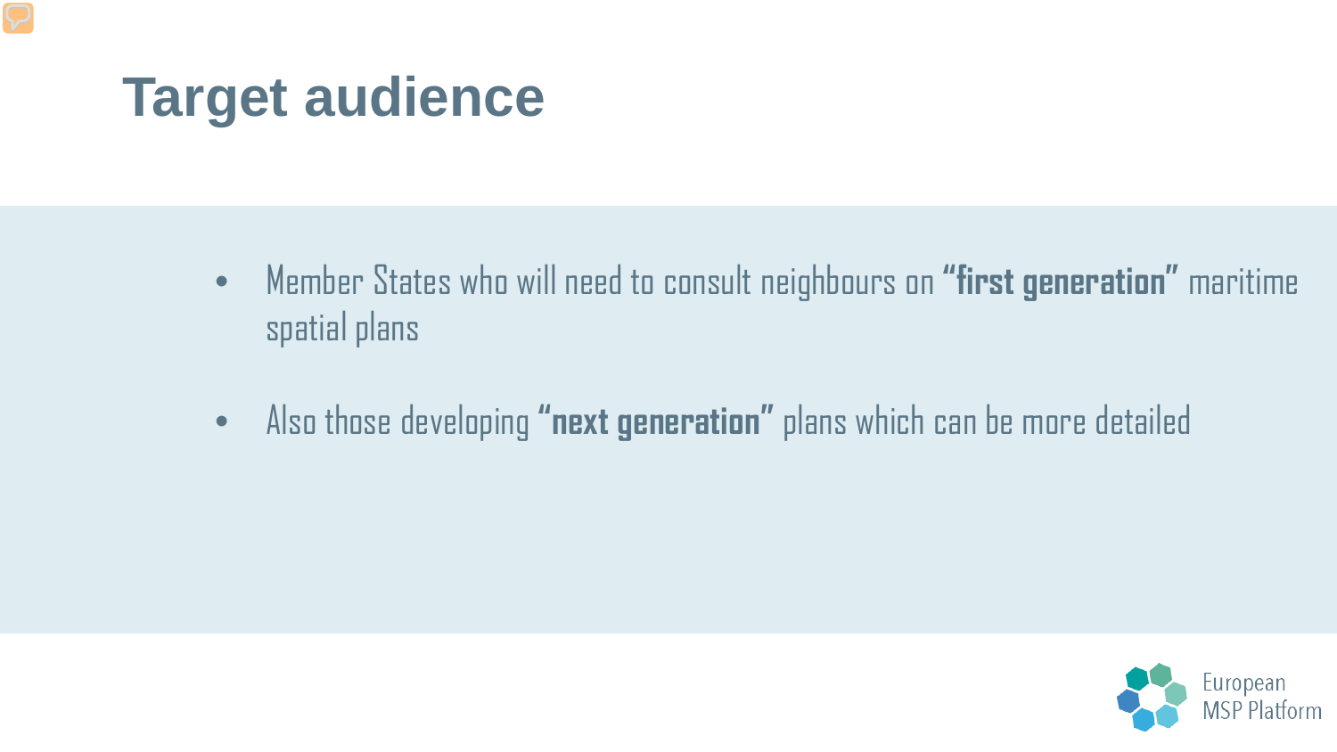# Target audience

- Member States who will need to consult neighbours on **“first generation”** maritime spatial plans
- Also those developing **“next generation”** plans which can be more detailed

European MSP Platform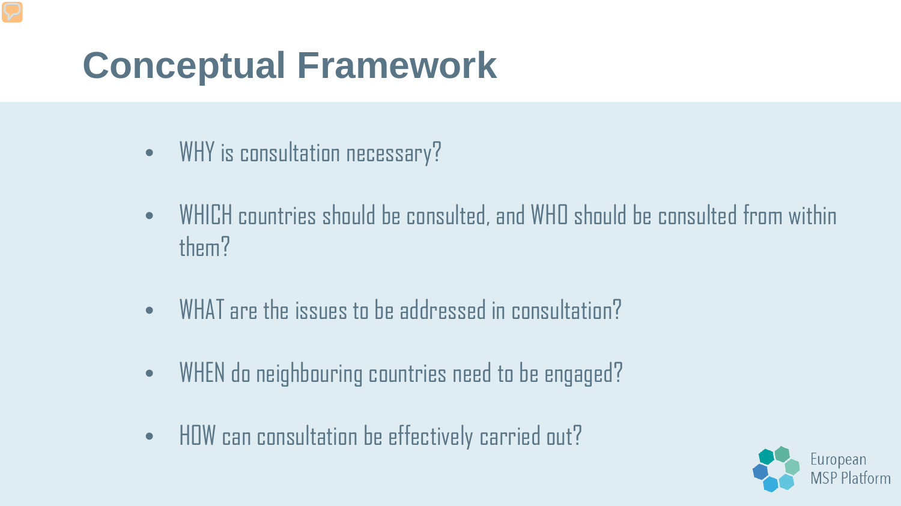# Conceptual Framework

- WHY is consultation necessary?
- WHICH countries should be consulted, and WHO should be consulted from within them?
- WHAT are the issues to be addressed in consultation?
- WHEN do neighbouring countries need to be engaged?
- HOW can consultation be effectively carried out?

European MSP Platform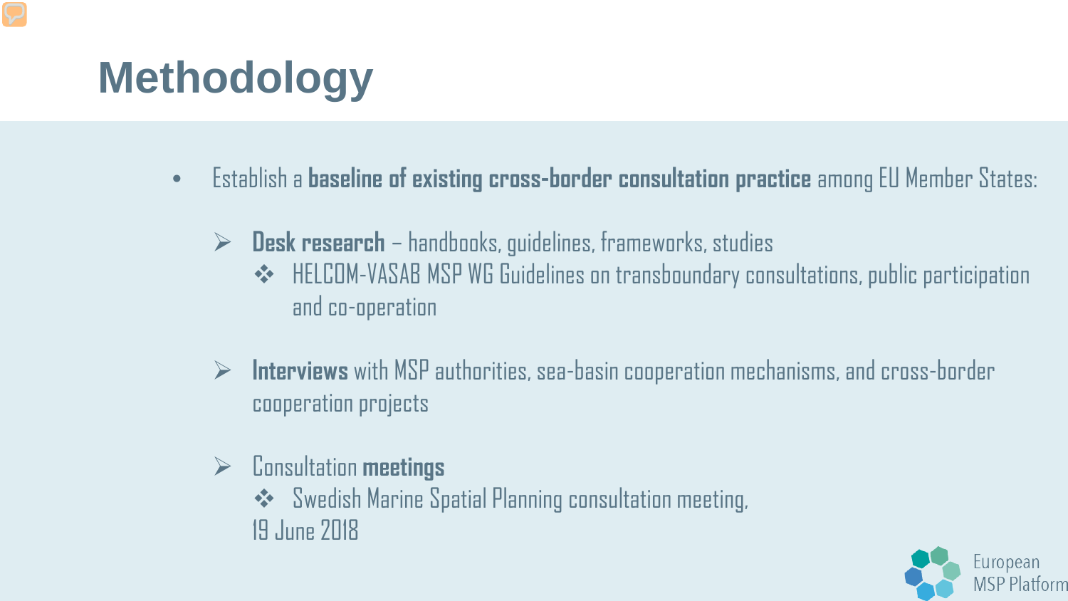# Methodology

- Establish a **baseline of existing cross-border consultation practice** among EU Member States:
  - **Desk research** – handbooks, guidelines, frameworks, studies
    - HELCOM-VASAB MSP WG Guidelines on transboundary consultations, public participation and co-operation
  - **Interviews** with MSP authorities, sea-basin cooperation mechanisms, and cross-border cooperation projects
  - Consultation **meetings**
    - Swedish Marine Spatial Planning consultation meeting, 19 June 2018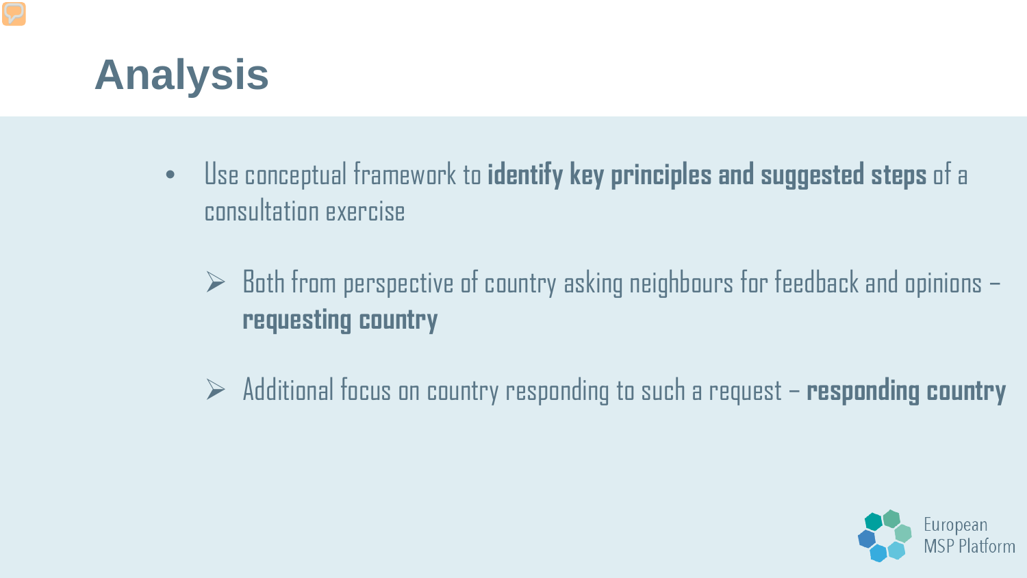# Analysis

- Use conceptual framework to **identify key principles and suggested steps** of a consultation exercise
  - Both from perspective of country asking neighbours for feedback and opinions – **requesting country**
  - Additional focus on country responding to such a request – **responding country**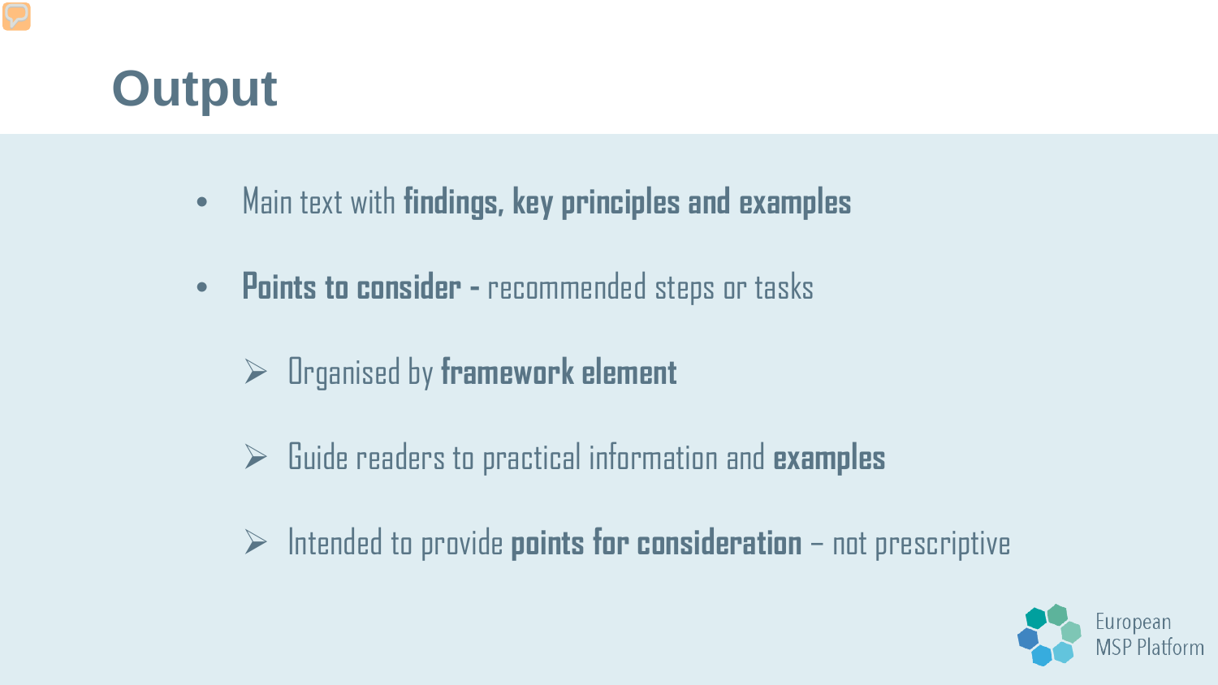# Output

- Main text with **findings, key principles and examples**
- **Points to consider -** recommended steps or tasks
  - Organised by **framework element**
  - Guide readers to practical information and **examples**
  - Intended to provide **points for consideration** – not prescriptive

European MSP Platform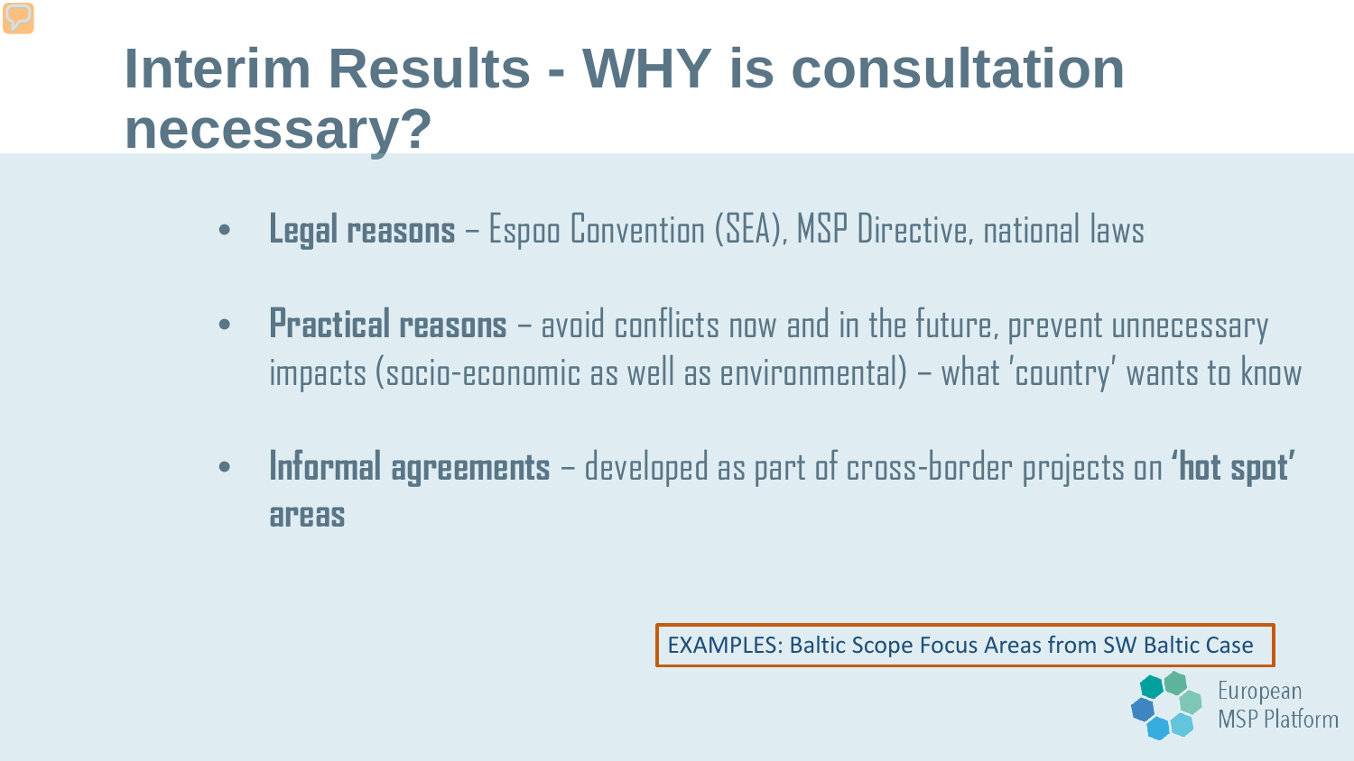# Interim Results - WHY is consultation necessary?

- **Legal reasons** – Espoo Convention (SEA), MSP Directive, national laws
- **Practical reasons** – avoid conflicts now and in the future, prevent unnecessary impacts (socio-economic as well as environmental) – what 'country' wants to know
- **Informal agreements** – developed as part of cross-border projects on **'hot spot' areas**

EXAMPLES: Baltic Scope Focus Areas from SW Baltic Case

European MSP Platform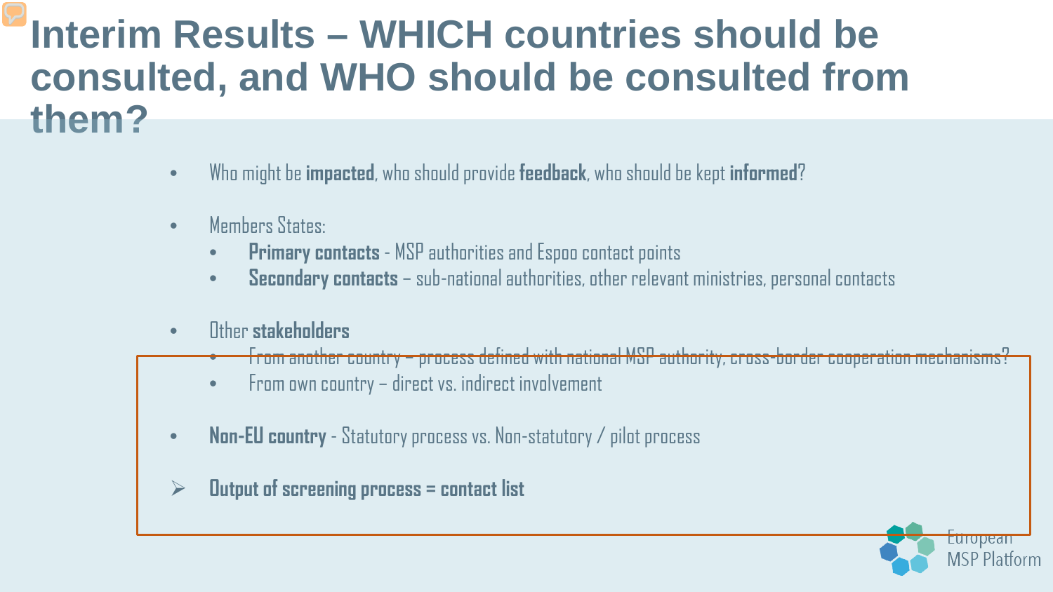# Interim Results – WHICH countries should be consulted, and WHO should be consulted from them?

- Who might be **impacted**, who should provide **feedback**, who should be kept **informed**?
- Members States:
  - **Primary contacts** - MSP authorities and Espoo contact points
  - **Secondary contacts** – sub-national authorities, other relevant ministries, personal contacts
- Other **stakeholders**
  - From another country – process defined with national MSP authority, cross-border cooperation mechanisms?
  - From own country – direct vs. indirect involvement
- **Non-EU country** - Statutory process vs. Non-statutory / pilot process

➢ **Output of screening process = contact list**

European MSP Platform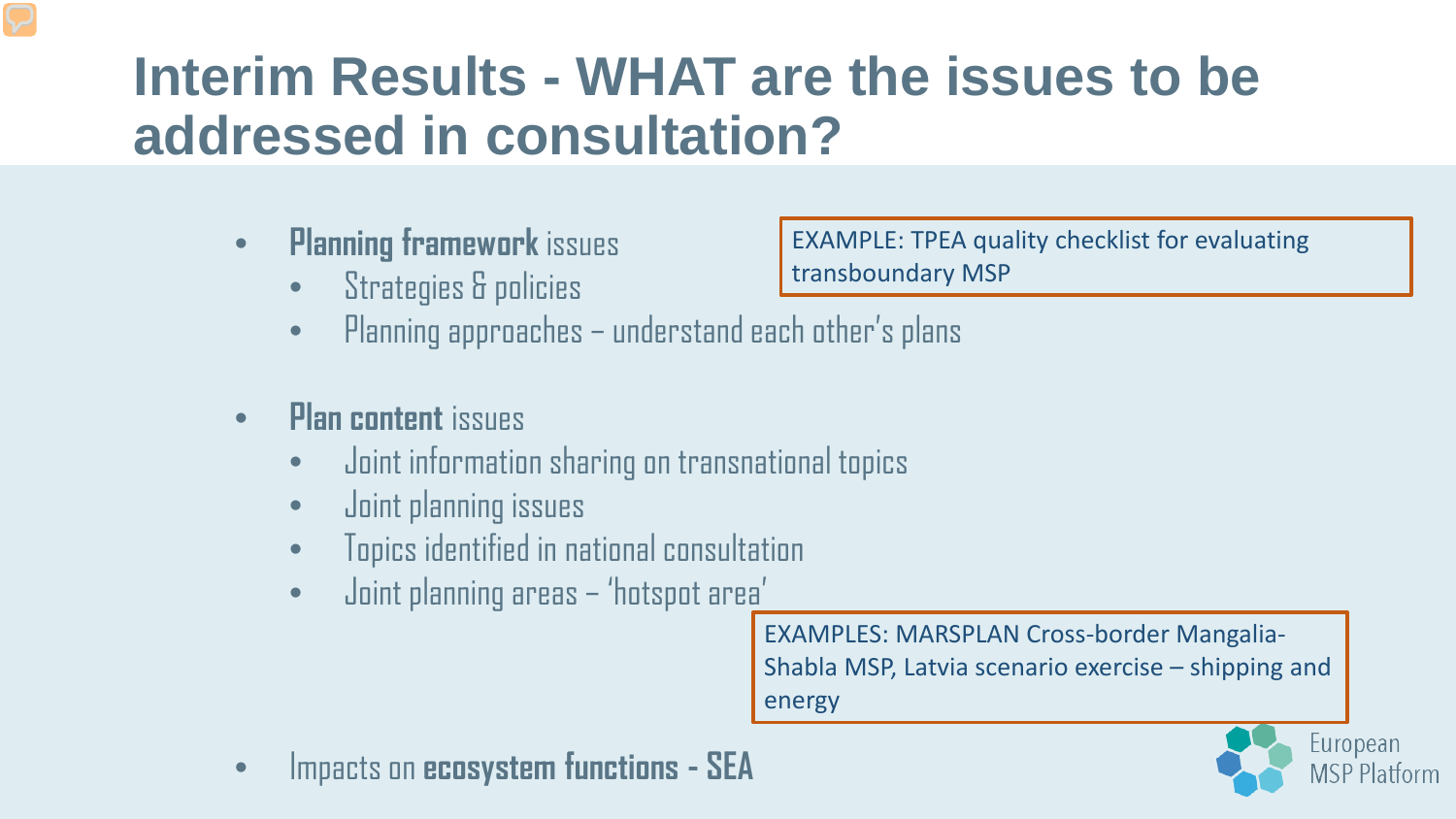# Interim Results - WHAT are the issues to be addressed in consultation?

- **Planning framework** issues
  - Strategies & policies
  - Planning approaches – understand each other's plans

EXAMPLE: TPEA quality checklist for evaluating transboundary MSP

- **Plan content** issues
  - Joint information sharing on transnational topics
  - Joint planning issues
  - Topics identified in national consultation
  - Joint planning areas – 'hotspot area'

EXAMPLES: MARSPLAN Cross-border Mangalia-Shabla MSP, Latvia scenario exercise – shipping and energy

- Impacts on **ecosystem functions - SEA**

European MSP Platform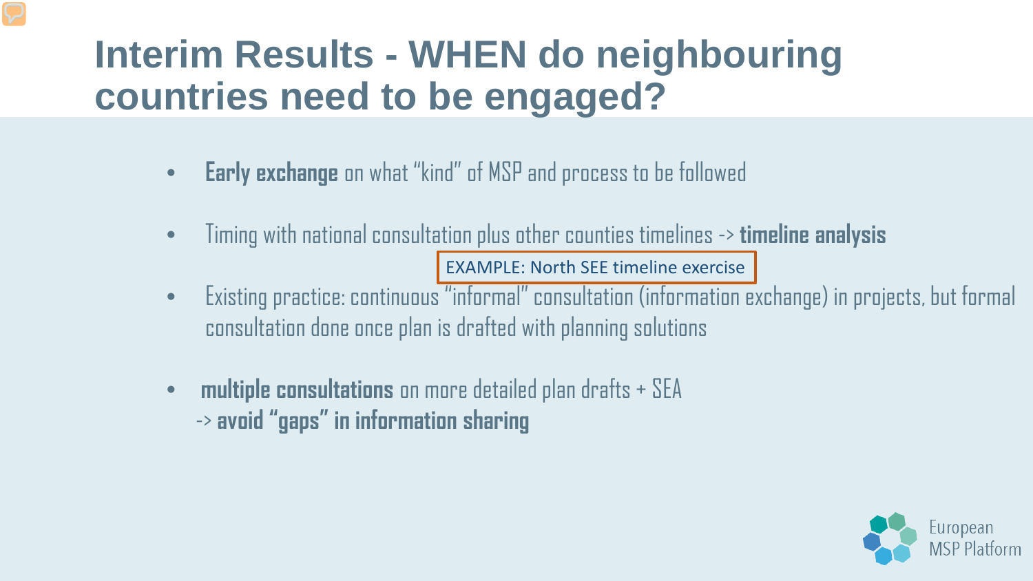# Interim Results - WHEN do neighbouring countries need to be engaged?

- **Early exchange** on what "kind" of MSP and process to be followed
- Timing with national consultation plus other counties timelines -> **timeline analysis**

  EXAMPLE: North SEE timeline exercise

- Existing practice: continuous "informal" consultation (information exchange) in projects, but formal consultation done once plan is drafted with planning solutions
- **multiple consultations** on more detailed plan drafts + SEA
  -> **avoid "gaps" in information sharing**

European MSP Platform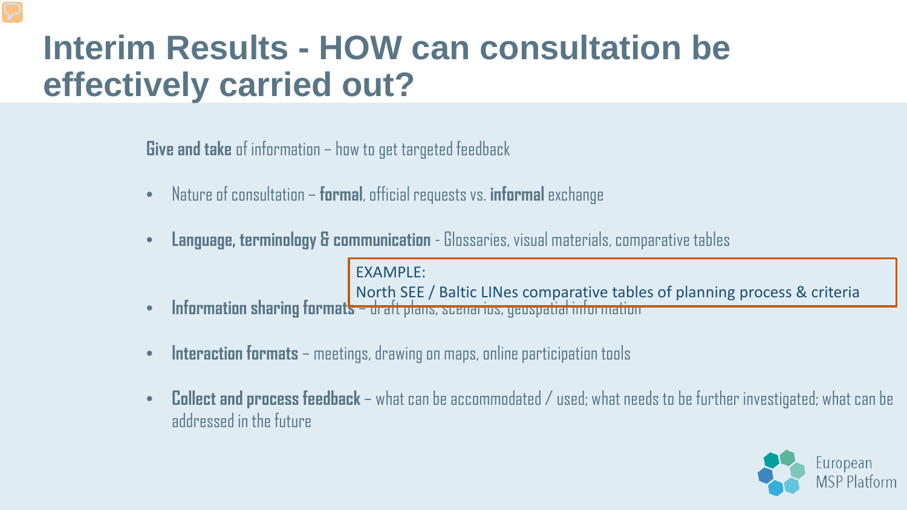# Interim Results - HOW can consultation be effectively carried out?

**Give and take** of information – how to get targeted feedback

- Nature of consultation – **formal**, official requests vs. **informal** exchange
- **Language, terminology & communication** - Glossaries, visual materials, comparative tables

EXAMPLE:
North SEE / Baltic LINes comparative tables of planning process & criteria

- **Information sharing formats** – draft plans, scenarios, geospatial information
- **Interaction formats** – meetings, drawing on maps, online participation tools
- **Collect and process feedback** – what can be accommodated / used; what needs to be further investigated; what can be addressed in the future

European MSP Platform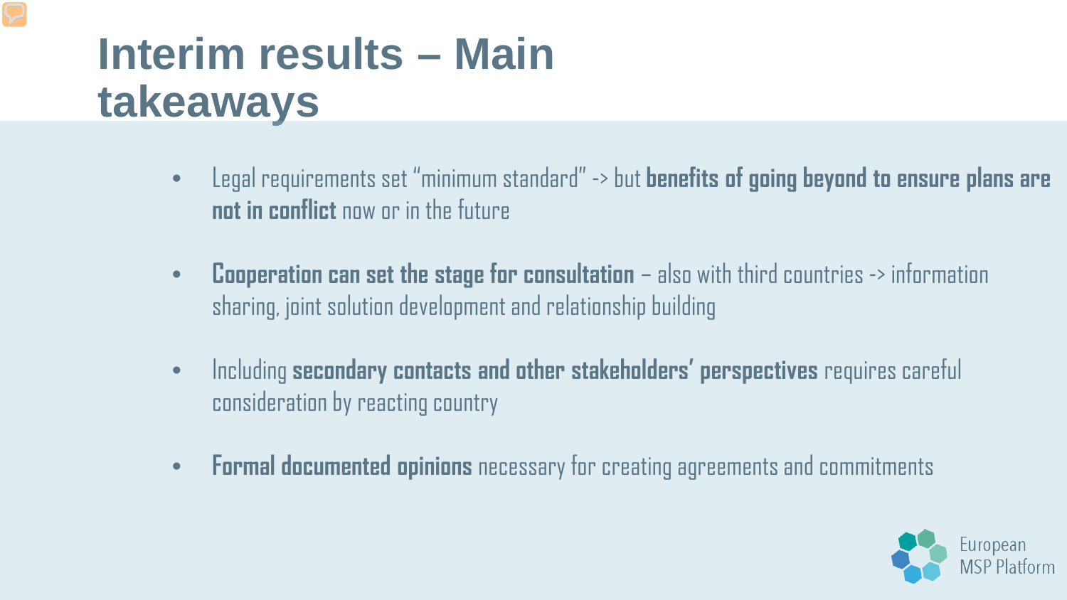# Interim results – Main takeaways

- Legal requirements set "minimum standard" -> but **benefits of going beyond to ensure plans are not in conflict** now or in the future
- **Cooperation can set the stage for consultation** – also with third countries -> information sharing, joint solution development and relationship building
- Including **secondary contacts and other stakeholders' perspectives** requires careful consideration by reacting country
- **Formal documented opinions** necessary for creating agreements and commitments

European MSP Platform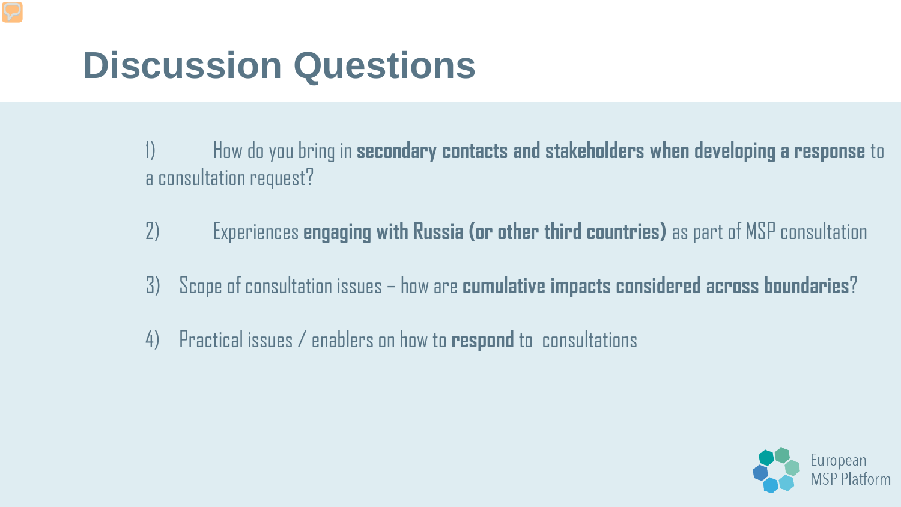# Discussion Questions

1) How do you bring in **secondary contacts and stakeholders when developing a response** to a consultation request?

2) Experiences **engaging with Russia (or other third countries)** as part of MSP consultation

3) Scope of consultation issues – how are **cumulative impacts considered across boundaries**?

4) Practical issues / enablers on how to **respond** to consultations

European MSP Platform